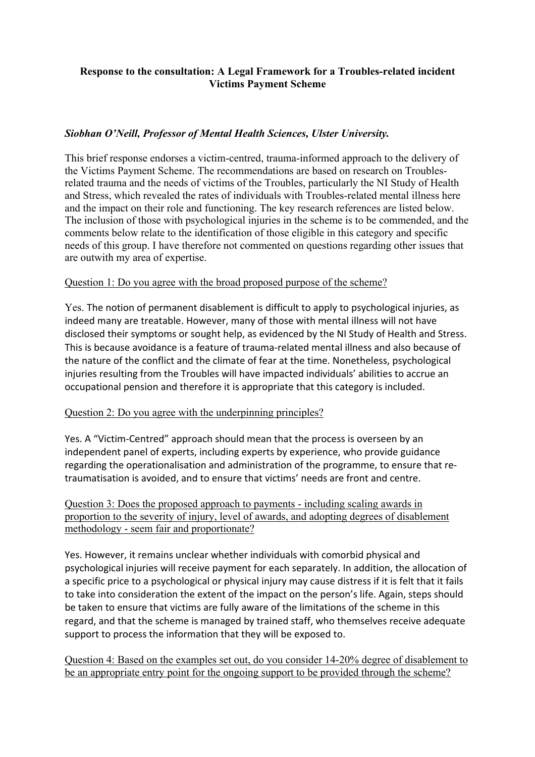**Response to the consultation: A Legal Framework for a Troubles-related incident Victims Payment Scheme**

***Siobhan O'Neill, Professor of Mental Health Sciences, Ulster University.***

This brief response endorses a victim-centred, trauma-informed approach to the delivery of the Victims Payment Scheme. The recommendations are based on research on Troubles-related trauma and the needs of victims of the Troubles, particularly the NI Study of Health and Stress, which revealed the rates of individuals with Troubles-related mental illness here and the impact on their role and functioning. The key research references are listed below. The inclusion of those with psychological injuries in the scheme is to be commended, and the comments below relate to the identification of those eligible in this category and specific needs of this group. I have therefore not commented on questions regarding other issues that are outwith my area of expertise.

Question 1: Do you agree with the broad proposed purpose of the scheme?

Yes. The notion of permanent disablement is difficult to apply to psychological injuries, as indeed many are treatable. However, many of those with mental illness will not have disclosed their symptoms or sought help, as evidenced by the NI Study of Health and Stress. This is because avoidance is a feature of trauma-related mental illness and also because of the nature of the conflict and the climate of fear at the time. Nonetheless, psychological injuries resulting from the Troubles will have impacted individuals' abilities to accrue an occupational pension and therefore it is appropriate that this category is included.

Question 2: Do you agree with the underpinning principles?

Yes. A "Victim-Centred" approach should mean that the process is overseen by an independent panel of experts, including experts by experience, who provide guidance regarding the operationalisation and administration of the programme, to ensure that re-traumatisation is avoided, and to ensure that victims' needs are front and centre.

Question 3: Does the proposed approach to payments - including scaling awards in proportion to the severity of injury, level of awards, and adopting degrees of disablement methodology - seem fair and proportionate?

Yes. However, it remains unclear whether individuals with comorbid physical and psychological injuries will receive payment for each separately. In addition, the allocation of a specific price to a psychological or physical injury may cause distress if it is felt that it fails to take into consideration the extent of the impact on the person's life. Again, steps should be taken to ensure that victims are fully aware of the limitations of the scheme in this regard, and that the scheme is managed by trained staff, who themselves receive adequate support to process the information that they will be exposed to.

Question 4: Based on the examples set out, do you consider 14-20% degree of disablement to be an appropriate entry point for the ongoing support to be provided through the scheme?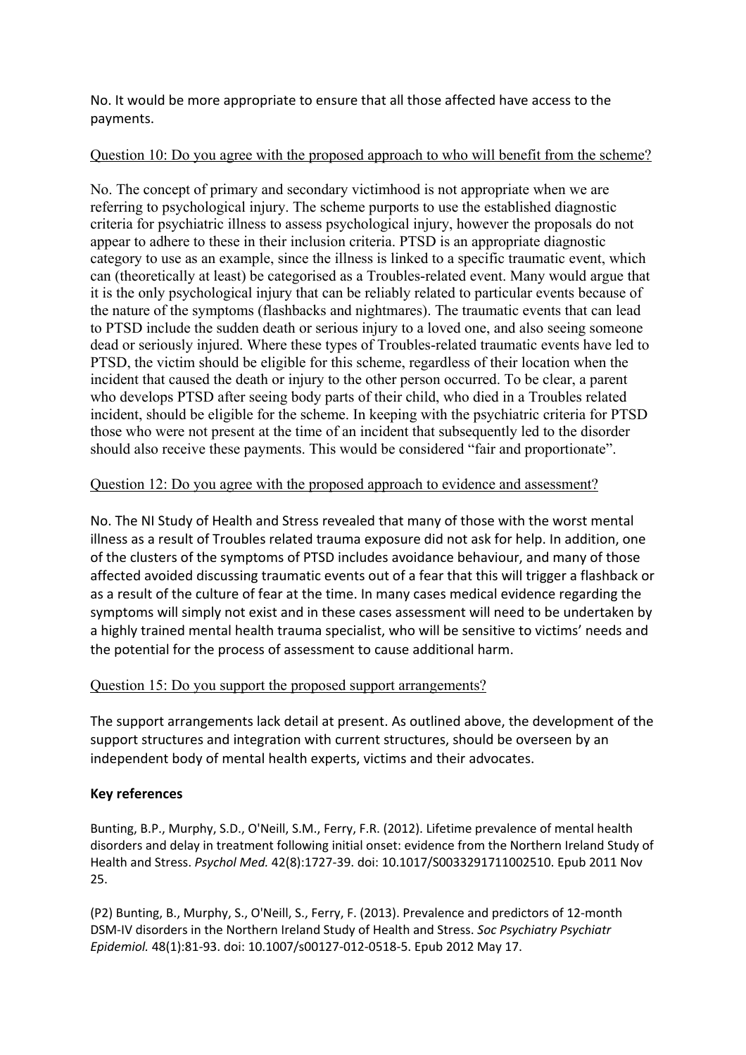No. It would be more appropriate to ensure that all those affected have access to the payments.

Question 10: Do you agree with the proposed approach to who will benefit from the scheme?

No. The concept of primary and secondary victimhood is not appropriate when we are referring to psychological injury. The scheme purports to use the established diagnostic criteria for psychiatric illness to assess psychological injury, however the proposals do not appear to adhere to these in their inclusion criteria. PTSD is an appropriate diagnostic category to use as an example, since the illness is linked to a specific traumatic event, which can (theoretically at least) be categorised as a Troubles-related event. Many would argue that it is the only psychological injury that can be reliably related to particular events because of the nature of the symptoms (flashbacks and nightmares). The traumatic events that can lead to PTSD include the sudden death or serious injury to a loved one, and also seeing someone dead or seriously injured. Where these types of Troubles-related traumatic events have led to PTSD, the victim should be eligible for this scheme, regardless of their location when the incident that caused the death or injury to the other person occurred. To be clear, a parent who develops PTSD after seeing body parts of their child, who died in a Troubles related incident, should be eligible for the scheme. In keeping with the psychiatric criteria for PTSD those who were not present at the time of an incident that subsequently led to the disorder should also receive these payments. This would be considered "fair and proportionate".

Question 12: Do you agree with the proposed approach to evidence and assessment?

No. The NI Study of Health and Stress revealed that many of those with the worst mental illness as a result of Troubles related trauma exposure did not ask for help. In addition, one of the clusters of the symptoms of PTSD includes avoidance behaviour, and many of those affected avoided discussing traumatic events out of a fear that this will trigger a flashback or as a result of the culture of fear at the time. In many cases medical evidence regarding the symptoms will simply not exist and in these cases assessment will need to be undertaken by a highly trained mental health trauma specialist, who will be sensitive to victims' needs and the potential for the process of assessment to cause additional harm.

Question 15: Do you support the proposed support arrangements?

The support arrangements lack detail at present. As outlined above, the development of the support structures and integration with current structures, should be overseen by an independent body of mental health experts, victims and their advocates.

**Key references**

Bunting, B.P., Murphy, S.D., O'Neill, S.M., Ferry, F.R. (2012). Lifetime prevalence of mental health disorders and delay in treatment following initial onset: evidence from the Northern Ireland Study of Health and Stress. *Psychol Med.* 42(8):1727-39. doi: 10.1017/S0033291711002510. Epub 2011 Nov 25.

(P2) Bunting, B., Murphy, S., O'Neill, S., Ferry, F. (2013). Prevalence and predictors of 12-month DSM-IV disorders in the Northern Ireland Study of Health and Stress. *Soc Psychiatry Psychiatr Epidemiol.* 48(1):81-93. doi: 10.1007/s00127-012-0518-5. Epub 2012 May 17.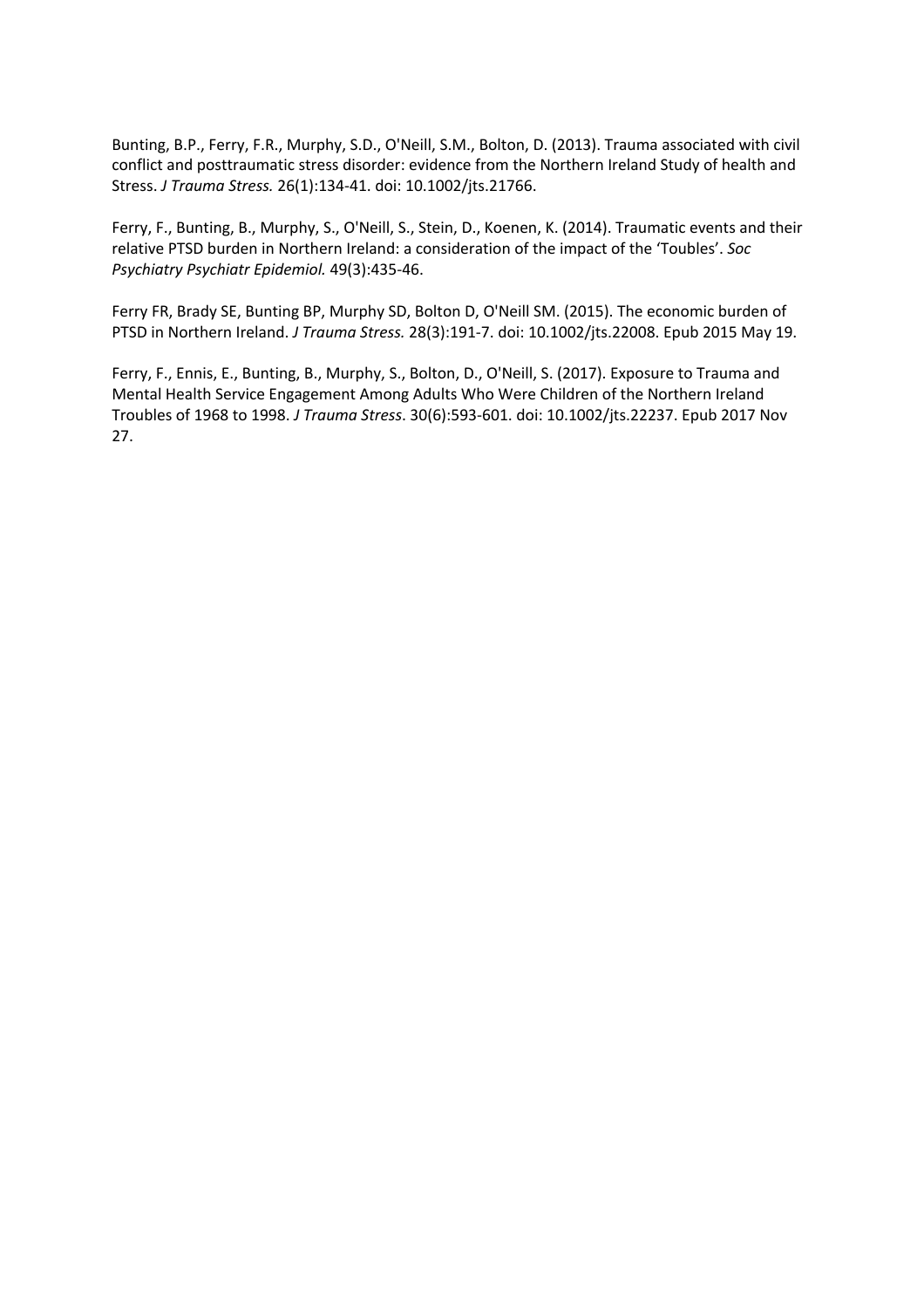Bunting, B.P., Ferry, F.R., Murphy, S.D., O'Neill, S.M., Bolton, D. (2013). Trauma associated with civil conflict and posttraumatic stress disorder: evidence from the Northern Ireland Study of health and Stress. *J Trauma Stress.* 26(1):134-41. doi: 10.1002/jts.21766.

Ferry, F., Bunting, B., Murphy, S., O'Neill, S., Stein, D., Koenen, K. (2014). Traumatic events and their relative PTSD burden in Northern Ireland: a consideration of the impact of the 'Toubles'. *Soc Psychiatry Psychiatr Epidemiol.* 49(3):435-46.

Ferry FR, Brady SE, Bunting BP, Murphy SD, Bolton D, O'Neill SM. (2015). The economic burden of PTSD in Northern Ireland. *J Trauma Stress.* 28(3):191-7. doi: 10.1002/jts.22008. Epub 2015 May 19.

Ferry, F., Ennis, E., Bunting, B., Murphy, S., Bolton, D., O'Neill, S. (2017). Exposure to Trauma and Mental Health Service Engagement Among Adults Who Were Children of the Northern Ireland Troubles of 1968 to 1998. *J Trauma Stress*. 30(6):593-601. doi: 10.1002/jts.22237. Epub 2017 Nov 27.